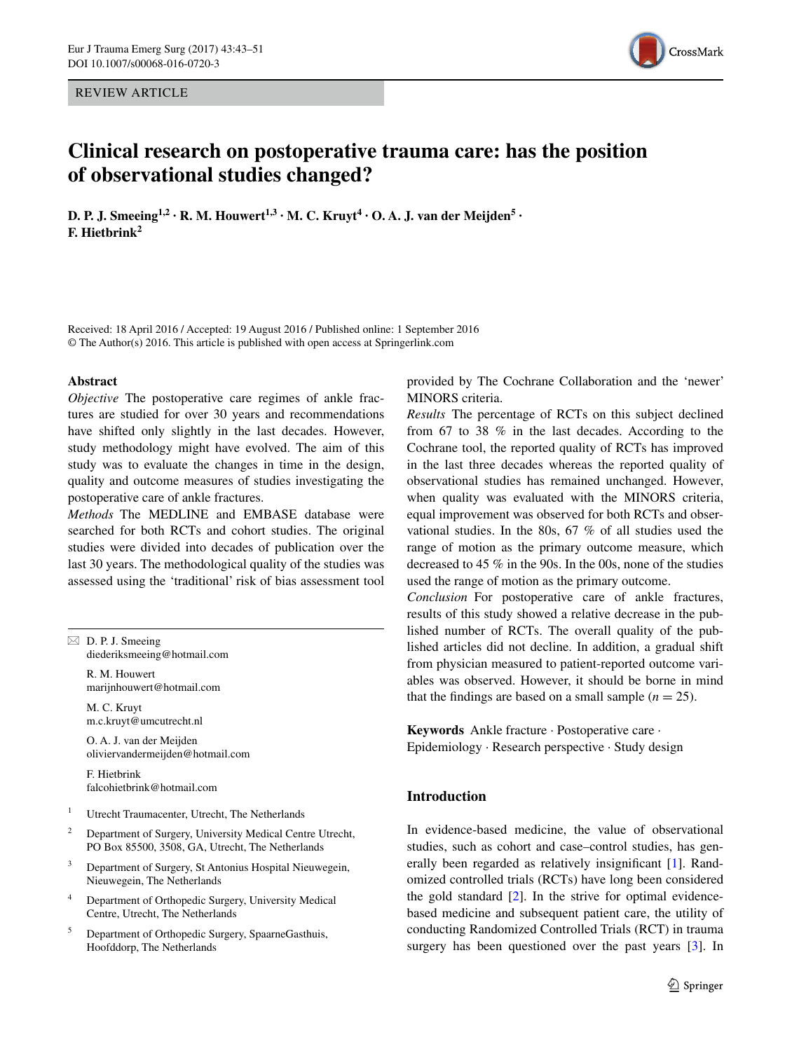REVIEW ARTICLE

# Clinical research on postoperative trauma care: has the position of observational studies changed?

**D. P. J. Smeeing[1,2] · R. M. Houwert[1,3] · M. C. Kruyt[4] · O. A. J. van der Meijden[5] · F. Hietbrink[2]**

Received: 18 April 2016 / Accepted: 19 August 2016 / Published online: 1 September 2016
© The Author(s) 2016. This article is published with open access at Springerlink.com

## Abstract

*Objective* The postoperative care regimes of ankle fractures are studied for over 30 years and recommendations have shifted only slightly in the last decades. However, study methodology might have evolved. The aim of this study was to evaluate the changes in time in the design, quality and outcome measures of studies investigating the postoperative care of ankle fractures.

*Methods* The MEDLINE and EMBASE database were searched for both RCTs and cohort studies. The original studies were divided into decades of publication over the last 30 years. The methodological quality of the studies was assessed using the 'traditional' risk of bias assessment tool provided by The Cochrane Collaboration and the 'newer' MINORS criteria.

*Results* The percentage of RCTs on this subject declined from 67 to 38 % in the last decades. According to the Cochrane tool, the reported quality of RCTs has improved in the last three decades whereas the reported quality of observational studies has remained unchanged. However, when quality was evaluated with the MINORS criteria, equal improvement was observed for both RCTs and observational studies. In the 80s, 67 % of all studies used the range of motion as the primary outcome measure, which decreased to 45 % in the 90s. In the 00s, none of the studies used the range of motion as the primary outcome.

*Conclusion* For postoperative care of ankle fractures, results of this study showed a relative decrease in the published number of RCTs. The overall quality of the published articles did not decline. In addition, a gradual shift from physician measured to patient-reported outcome variables was observed. However, it should be borne in mind that the findings are based on a small sample ($n = 25$).

**Keywords** Ankle fracture · Postoperative care · Epidemiology · Research perspective · Study design

✉ D. P. J. Smeeing
diederiksmeeing@hotmail.com

R. M. Houwert
marijnhouwert@hotmail.com

M. C. Kruyt
m.c.kruyt@umcutrecht.nl

O. A. J. van der Meijden
oliviervandermeijden@hotmail.com

F. Hietbrink
falcohietbrink@hotmail.com

[1] Utrecht Traumacenter, Utrecht, The Netherlands

[2] Department of Surgery, University Medical Centre Utrecht, PO Box 85500, 3508, GA, Utrecht, The Netherlands

[3] Department of Surgery, St Antonius Hospital Nieuwegein, Nieuwegein, The Netherlands

[4] Department of Orthopedic Surgery, University Medical Centre, Utrecht, The Netherlands

[5] Department of Orthopedic Surgery, SpaarneGasthuis, Hoofddorp, The Netherlands

## Introduction

In evidence-based medicine, the value of observational studies, such as cohort and case–control studies, has generally been regarded as relatively insignificant [1]. Randomized controlled trials (RCTs) have long been considered the gold standard [2]. In the strive for optimal evidence-based medicine and subsequent patient care, the utility of conducting Randomized Controlled Trials (RCT) in trauma surgery has been questioned over the past years [3]. In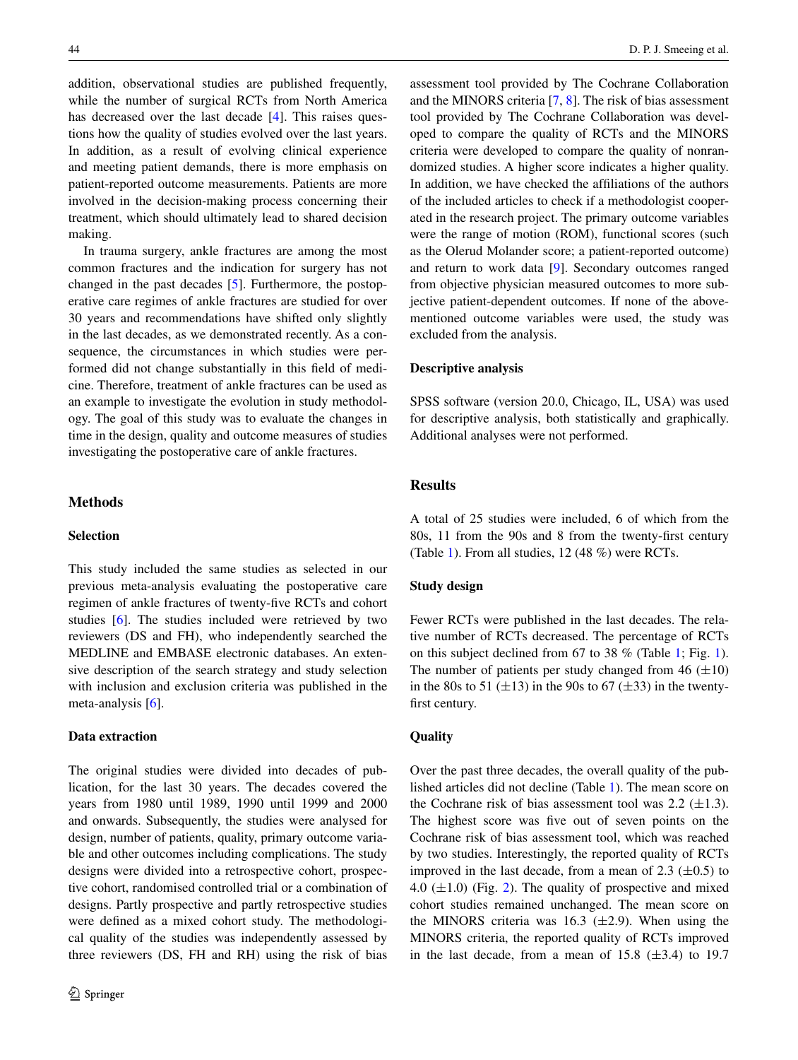addition, observational studies are published frequently, while the number of surgical RCTs from North America has decreased over the last decade [4]. This raises questions how the quality of studies evolved over the last years. In addition, as a result of evolving clinical experience and meeting patient demands, there is more emphasis on patient-reported outcome measurements. Patients are more involved in the decision-making process concerning their treatment, which should ultimately lead to shared decision making.

In trauma surgery, ankle fractures are among the most common fractures and the indication for surgery has not changed in the past decades [5]. Furthermore, the postoperative care regimes of ankle fractures are studied for over 30 years and recommendations have shifted only slightly in the last decades, as we demonstrated recently. As a consequence, the circumstances in which studies were performed did not change substantially in this field of medicine. Therefore, treatment of ankle fractures can be used as an example to investigate the evolution in study methodology. The goal of this study was to evaluate the changes in time in the design, quality and outcome measures of studies investigating the postoperative care of ankle fractures.

## Methods

### Selection

This study included the same studies as selected in our previous meta-analysis evaluating the postoperative care regimen of ankle fractures of twenty-five RCTs and cohort studies [6]. The studies included were retrieved by two reviewers (DS and FH), who independently searched the MEDLINE and EMBASE electronic databases. An extensive description of the search strategy and study selection with inclusion and exclusion criteria was published in the meta-analysis [6].

### Data extraction

The original studies were divided into decades of publication, for the last 30 years. The decades covered the years from 1980 until 1989, 1990 until 1999 and 2000 and onwards. Subsequently, the studies were analysed for design, number of patients, quality, primary outcome variable and other outcomes including complications. The study designs were divided into a retrospective cohort, prospective cohort, randomised controlled trial or a combination of designs. Partly prospective and partly retrospective studies were defined as a mixed cohort study. The methodological quality of the studies was independently assessed by three reviewers (DS, FH and RH) using the risk of bias assessment tool provided by The Cochrane Collaboration and the MINORS criteria [7, 8]. The risk of bias assessment tool provided by The Cochrane Collaboration was developed to compare the quality of RCTs and the MINORS criteria were developed to compare the quality of nonrandomized studies. A higher score indicates a higher quality. In addition, we have checked the affiliations of the authors of the included articles to check if a methodologist cooperated in the research project. The primary outcome variables were the range of motion (ROM), functional scores (such as the Olerud Molander score; a patient-reported outcome) and return to work data [9]. Secondary outcomes ranged from objective physician measured outcomes to more subjective patient-dependent outcomes. If none of the above-mentioned outcome variables were used, the study was excluded from the analysis.

### Descriptive analysis

SPSS software (version 20.0, Chicago, IL, USA) was used for descriptive analysis, both statistically and graphically. Additional analyses were not performed.

## Results

A total of 25 studies were included, 6 of which from the 80s, 11 from the 90s and 8 from the twenty-first century (Table 1). From all studies, 12 (48 %) were RCTs.

### Study design

Fewer RCTs were published in the last decades. The relative number of RCTs decreased. The percentage of RCTs on this subject declined from 67 to 38 % (Table 1; Fig. 1). The number of patients per study changed from 46 ($\pm$10) in the 80s to 51 ($\pm$13) in the 90s to 67 ($\pm$33) in the twenty-first century.

### Quality

Over the past three decades, the overall quality of the published articles did not decline (Table 1). The mean score on the Cochrane risk of bias assessment tool was 2.2 ($\pm$1.3). The highest score was five out of seven points on the Cochrane risk of bias assessment tool, which was reached by two studies. Interestingly, the reported quality of RCTs improved in the last decade, from a mean of 2.3 ($\pm$0.5) to 4.0 ($\pm$1.0) (Fig. 2). The quality of prospective and mixed cohort studies remained unchanged. The mean score on the MINORS criteria was 16.3 ($\pm$2.9). When using the MINORS criteria, the reported quality of RCTs improved in the last decade, from a mean of 15.8 ($\pm$3.4) to 19.7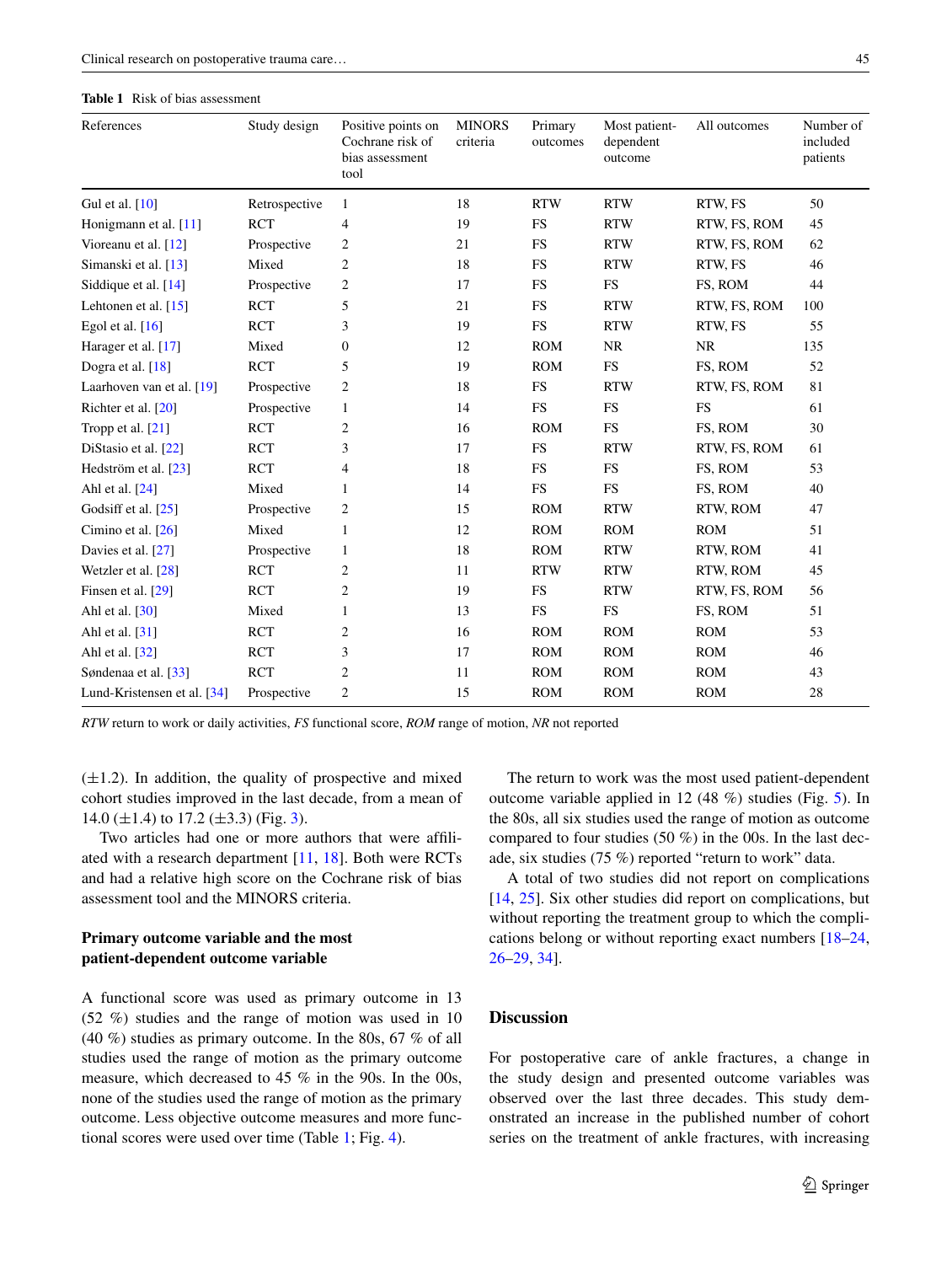**Table 1** Risk of bias assessment

| References | Study design | Positive points on Cochrane risk of bias assessment tool | MINORS criteria | Primary outcomes | Most patient-dependent outcome | All outcomes | Number of included patients |
|---|---|---|---|---|---|---|---|
| Gul et al. [10] | Retrospective | 1 | 18 | RTW | RTW | RTW, FS | 50 |
| Honigmann et al. [11] | RCT | 4 | 19 | FS | RTW | RTW, FS, ROM | 45 |
| Vioreanu et al. [12] | Prospective | 2 | 21 | FS | RTW | RTW, FS, ROM | 62 |
| Simanski et al. [13] | Mixed | 2 | 18 | FS | RTW | RTW, FS | 46 |
| Siddique et al. [14] | Prospective | 2 | 17 | FS | FS | FS, ROM | 44 |
| Lehtonen et al. [15] | RCT | 5 | 21 | FS | RTW | RTW, FS, ROM | 100 |
| Egol et al. [16] | RCT | 3 | 19 | FS | RTW | RTW, FS | 55 |
| Harager et al. [17] | Mixed | 0 | 12 | ROM | NR | NR | 135 |
| Dogra et al. [18] | RCT | 5 | 19 | ROM | FS | FS, ROM | 52 |
| Laarhoven van et al. [19] | Prospective | 2 | 18 | FS | RTW | RTW, FS, ROM | 81 |
| Richter et al. [20] | Prospective | 1 | 14 | FS | FS | FS | 61 |
| Tropp et al. [21] | RCT | 2 | 16 | ROM | FS | FS, ROM | 30 |
| DiStasio et al. [22] | RCT | 3 | 17 | FS | RTW | RTW, FS, ROM | 61 |
| Hedström et al. [23] | RCT | 4 | 18 | FS | FS | FS, ROM | 53 |
| Ahl et al. [24] | Mixed | 1 | 14 | FS | FS | FS, ROM | 40 |
| Godsiff et al. [25] | Prospective | 2 | 15 | ROM | RTW | RTW, ROM | 47 |
| Cimino et al. [26] | Mixed | 1 | 12 | ROM | ROM | ROM | 51 |
| Davies et al. [27] | Prospective | 1 | 18 | ROM | RTW | RTW, ROM | 41 |
| Wetzler et al. [28] | RCT | 2 | 11 | RTW | RTW | RTW, ROM | 45 |
| Finsen et al. [29] | RCT | 2 | 19 | FS | RTW | RTW, FS, ROM | 56 |
| Ahl et al. [30] | Mixed | 1 | 13 | FS | FS | FS, ROM | 51 |
| Ahl et al. [31] | RCT | 2 | 16 | ROM | ROM | ROM | 53 |
| Ahl et al. [32] | RCT | 3 | 17 | ROM | ROM | ROM | 46 |
| Søndenaa et al. [33] | RCT | 2 | 11 | ROM | ROM | ROM | 43 |
| Lund-Kristensen et al. [34] | Prospective | 2 | 15 | ROM | ROM | ROM | 28 |

*RTW* return to work or daily activities, *FS* functional score, *ROM* range of motion, *NR* not reported

(±1.2). In addition, the quality of prospective and mixed cohort studies improved in the last decade, from a mean of 14.0 (±1.4) to 17.2 (±3.3) (Fig. 3).

Two articles had one or more authors that were affiliated with a research department [11, 18]. Both were RCTs and had a relative high score on the Cochrane risk of bias assessment tool and the MINORS criteria.

### Primary outcome variable and the most patient-dependent outcome variable

A functional score was used as primary outcome in 13 (52 %) studies and the range of motion was used in 10 (40 %) studies as primary outcome. In the 80s, 67 % of all studies used the range of motion as the primary outcome measure, which decreased to 45 % in the 90s. In the 00s, none of the studies used the range of motion as the primary outcome. Less objective outcome measures and more functional scores were used over time (Table 1; Fig. 4).

The return to work was the most used patient-dependent outcome variable applied in 12 (48 %) studies (Fig. 5). In the 80s, all six studies used the range of motion as outcome compared to four studies (50 %) in the 00s. In the last decade, six studies (75 %) reported "return to work" data.

A total of two studies did not report on complications [14, 25]. Six other studies did report on complications, but without reporting the treatment group to which the complications belong or without reporting exact numbers [18–24, 26–29, 34].

## Discussion

For postoperative care of ankle fractures, a change in the study design and presented outcome variables was observed over the last three decades. This study demonstrated an increase in the published number of cohort series on the treatment of ankle fractures, with increasing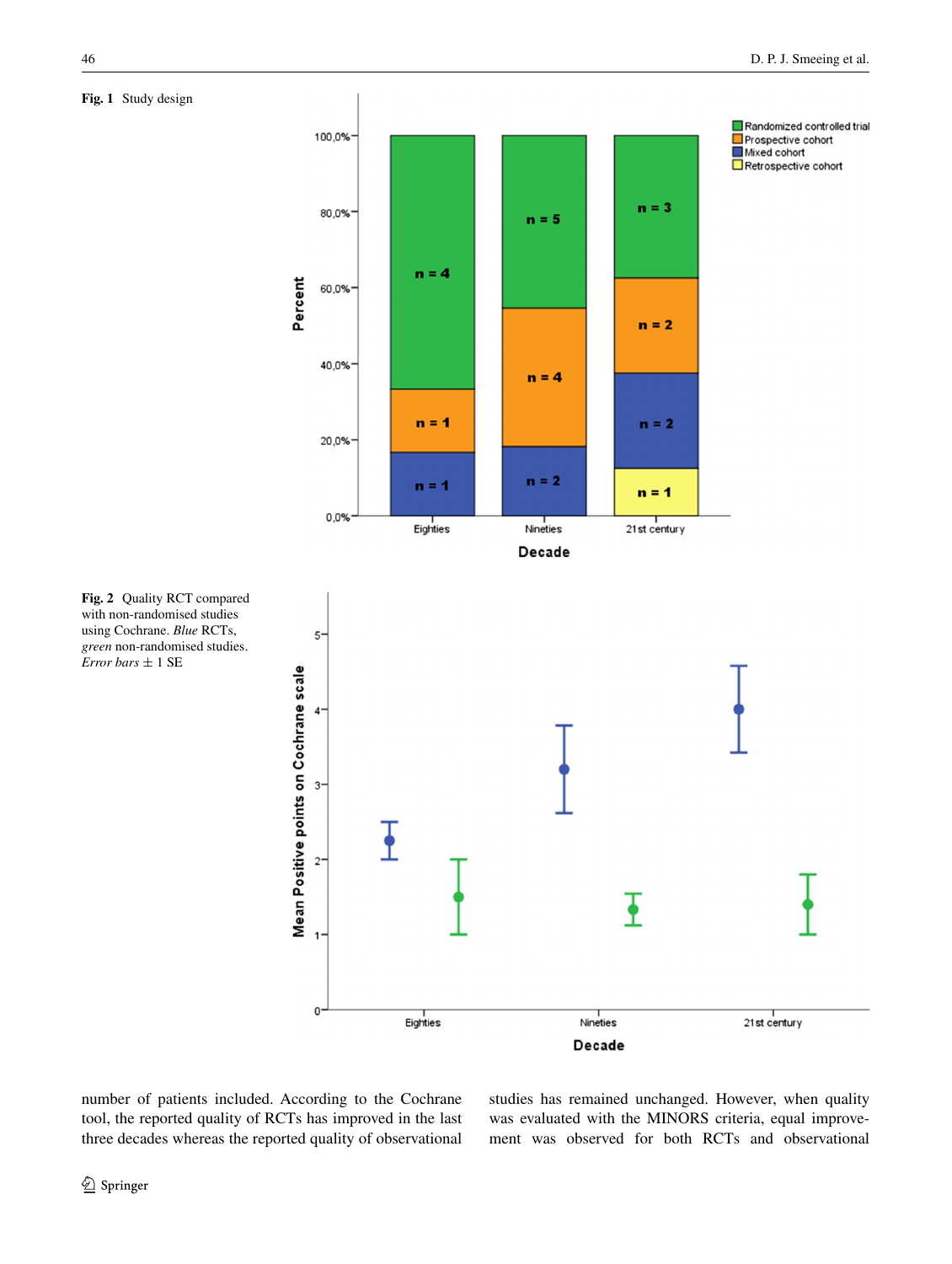**Fig. 1** Study design

**Fig. 2** Quality RCT compared with non-randomised studies using Cochrane. *Blue* RCTs, *green* non-randomised studies. *Error bars* ± 1 SE

number of patients included. According to the Cochrane tool, the reported quality of RCTs has improved in the last three decades whereas the reported quality of observational studies has remained unchanged. However, when quality was evaluated with the MINORS criteria, equal improvement was observed for both RCTs and observational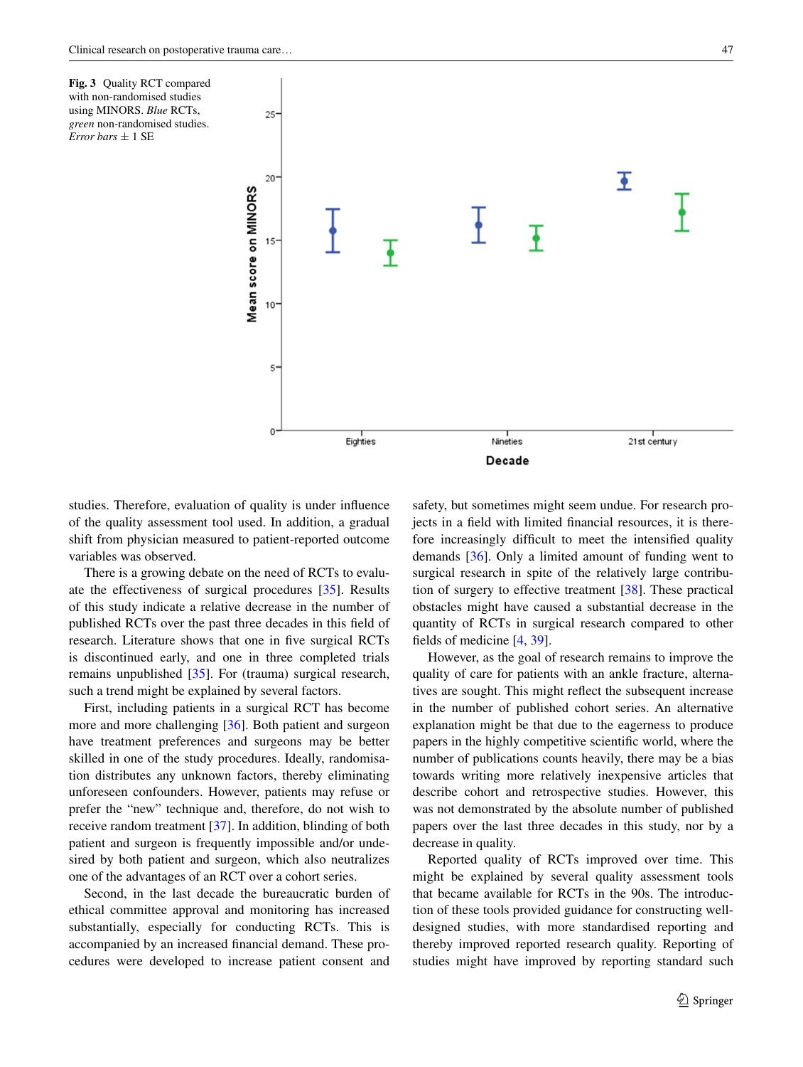**Fig. 3** Quality RCT compared with non-randomised studies using MINORS. *Blue* RCTs, *green* non-randomised studies. *Error bars* ± 1 SE

studies. Therefore, evaluation of quality is under influence of the quality assessment tool used. In addition, a gradual shift from physician measured to patient-reported outcome variables was observed.

There is a growing debate on the need of RCTs to evaluate the effectiveness of surgical procedures [35]. Results of this study indicate a relative decrease in the number of published RCTs over the past three decades in this field of research. Literature shows that one in five surgical RCTs is discontinued early, and one in three completed trials remains unpublished [35]. For (trauma) surgical research, such a trend might be explained by several factors.

First, including patients in a surgical RCT has become more and more challenging [36]. Both patient and surgeon have treatment preferences and surgeons may be better skilled in one of the study procedures. Ideally, randomisation distributes any unknown factors, thereby eliminating unforeseen confounders. However, patients may refuse or prefer the "new" technique and, therefore, do not wish to receive random treatment [37]. In addition, blinding of both patient and surgeon is frequently impossible and/or undesired by both patient and surgeon, which also neutralizes one of the advantages of an RCT over a cohort series.

Second, in the last decade the bureaucratic burden of ethical committee approval and monitoring has increased substantially, especially for conducting RCTs. This is accompanied by an increased financial demand. These procedures were developed to increase patient consent and safety, but sometimes might seem undue. For research projects in a field with limited financial resources, it is therefore increasingly difficult to meet the intensified quality demands [36]. Only a limited amount of funding went to surgical research in spite of the relatively large contribution of surgery to effective treatment [38]. These practical obstacles might have caused a substantial decrease in the quantity of RCTs in surgical research compared to other fields of medicine [4, 39].

However, as the goal of research remains to improve the quality of care for patients with an ankle fracture, alternatives are sought. This might reflect the subsequent increase in the number of published cohort series. An alternative explanation might be that due to the eagerness to produce papers in the highly competitive scientific world, where the number of publications counts heavily, there may be a bias towards writing more relatively inexpensive articles that describe cohort and retrospective studies. However, this was not demonstrated by the absolute number of published papers over the last three decades in this study, nor by a decrease in quality.

Reported quality of RCTs improved over time. This might be explained by several quality assessment tools that became available for RCTs in the 90s. The introduction of these tools provided guidance for constructing well-designed studies, with more standardised reporting and thereby improved reported research quality. Reporting of studies might have improved by reporting standard such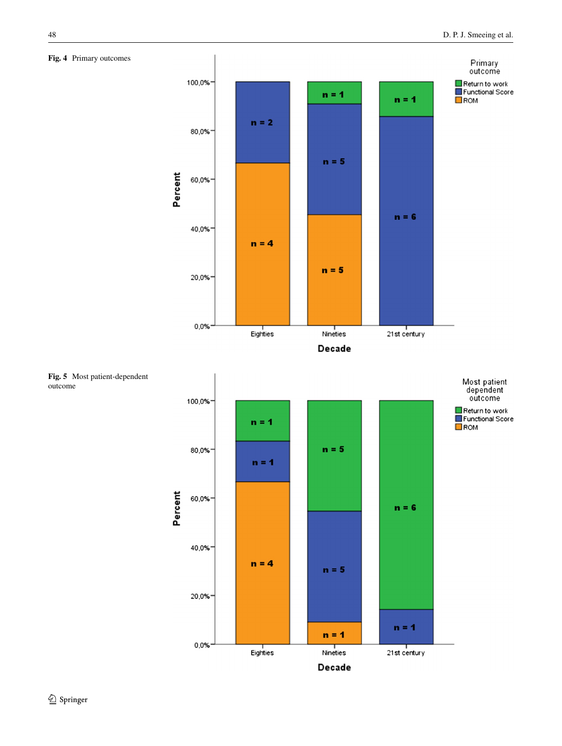**Fig. 4** Primary outcomes

**Fig. 5** Most patient-dependent outcome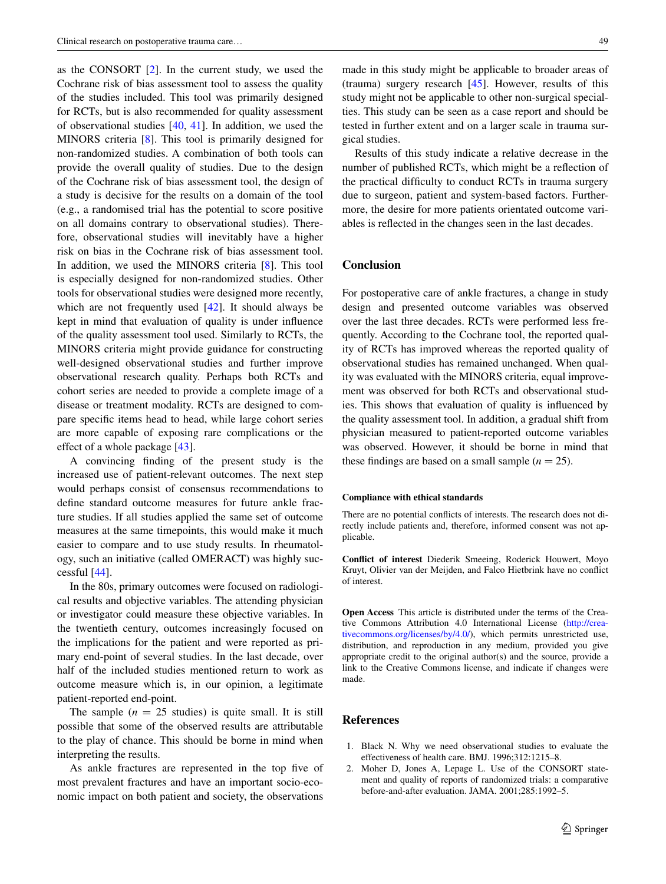as the CONSORT [2]. In the current study, we used the Cochrane risk of bias assessment tool to assess the quality of the studies included. This tool was primarily designed for RCTs, but is also recommended for quality assessment of observational studies [40, 41]. In addition, we used the MINORS criteria [8]. This tool is primarily designed for non-randomized studies. A combination of both tools can provide the overall quality of studies. Due to the design of the Cochrane risk of bias assessment tool, the design of a study is decisive for the results on a domain of the tool (e.g., a randomised trial has the potential to score positive on all domains contrary to observational studies). Therefore, observational studies will inevitably have a higher risk on bias in the Cochrane risk of bias assessment tool. In addition, we used the MINORS criteria [8]. This tool is especially designed for non-randomized studies. Other tools for observational studies were designed more recently, which are not frequently used [42]. It should always be kept in mind that evaluation of quality is under influence of the quality assessment tool used. Similarly to RCTs, the MINORS criteria might provide guidance for constructing well-designed observational studies and further improve observational research quality. Perhaps both RCTs and cohort series are needed to provide a complete image of a disease or treatment modality. RCTs are designed to compare specific items head to head, while large cohort series are more capable of exposing rare complications or the effect of a whole package [43].

A convincing finding of the present study is the increased use of patient-relevant outcomes. The next step would perhaps consist of consensus recommendations to define standard outcome measures for future ankle fracture studies. If all studies applied the same set of outcome measures at the same timepoints, this would make it much easier to compare and to use study results. In rheumatology, such an initiative (called OMERACT) was highly successful [44].

In the 80s, primary outcomes were focused on radiological results and objective variables. The attending physician or investigator could measure these objective variables. In the twentieth century, outcomes increasingly focused on the implications for the patient and were reported as primary end-point of several studies. In the last decade, over half of the included studies mentioned return to work as outcome measure which is, in our opinion, a legitimate patient-reported end-point.

The sample ($n = 25$ studies) is quite small. It is still possible that some of the observed results are attributable to the play of chance. This should be borne in mind when interpreting the results.

As ankle fractures are represented in the top five of most prevalent fractures and have an important socio-economic impact on both patient and society, the observations made in this study might be applicable to broader areas of (trauma) surgery research [45]. However, results of this study might not be applicable to other non-surgical specialties. This study can be seen as a case report and should be tested in further extent and on a larger scale in trauma surgical studies.

Results of this study indicate a relative decrease in the number of published RCTs, which might be a reflection of the practical difficulty to conduct RCTs in trauma surgery due to surgeon, patient and system-based factors. Furthermore, the desire for more patients orientated outcome variables is reflected in the changes seen in the last decades.

## Conclusion

For postoperative care of ankle fractures, a change in study design and presented outcome variables was observed over the last three decades. RCTs were performed less frequently. According to the Cochrane tool, the reported quality of RCTs has improved whereas the reported quality of observational studies has remained unchanged. When quality was evaluated with the MINORS criteria, equal improvement was observed for both RCTs and observational studies. This shows that evaluation of quality is influenced by the quality assessment tool. In addition, a gradual shift from physician measured to patient-reported outcome variables was observed. However, it should be borne in mind that these findings are based on a small sample ($n = 25$).

#### Compliance with ethical standards

There are no potential conflicts of interests. The research does not directly include patients and, therefore, informed consent was not applicable.

**Conflict of interest** Diederik Smeeing, Roderick Houwert, Moyo Kruyt, Olivier van der Meijden, and Falco Hietbrink have no conflict of interest.

**Open Access** This article is distributed under the terms of the Creative Commons Attribution 4.0 International License (http://creativecommons.org/licenses/by/4.0/), which permits unrestricted use, distribution, and reproduction in any medium, provided you give appropriate credit to the original author(s) and the source, provide a link to the Creative Commons license, and indicate if changes were made.

## References

1. Black N. Why we need observational studies to evaluate the effectiveness of health care. BMJ. 1996;312:1215–8.
2. Moher D, Jones A, Lepage L. Use of the CONSORT statement and quality of reports of randomized trials: a comparative before-and-after evaluation. JAMA. 2001;285:1992–5.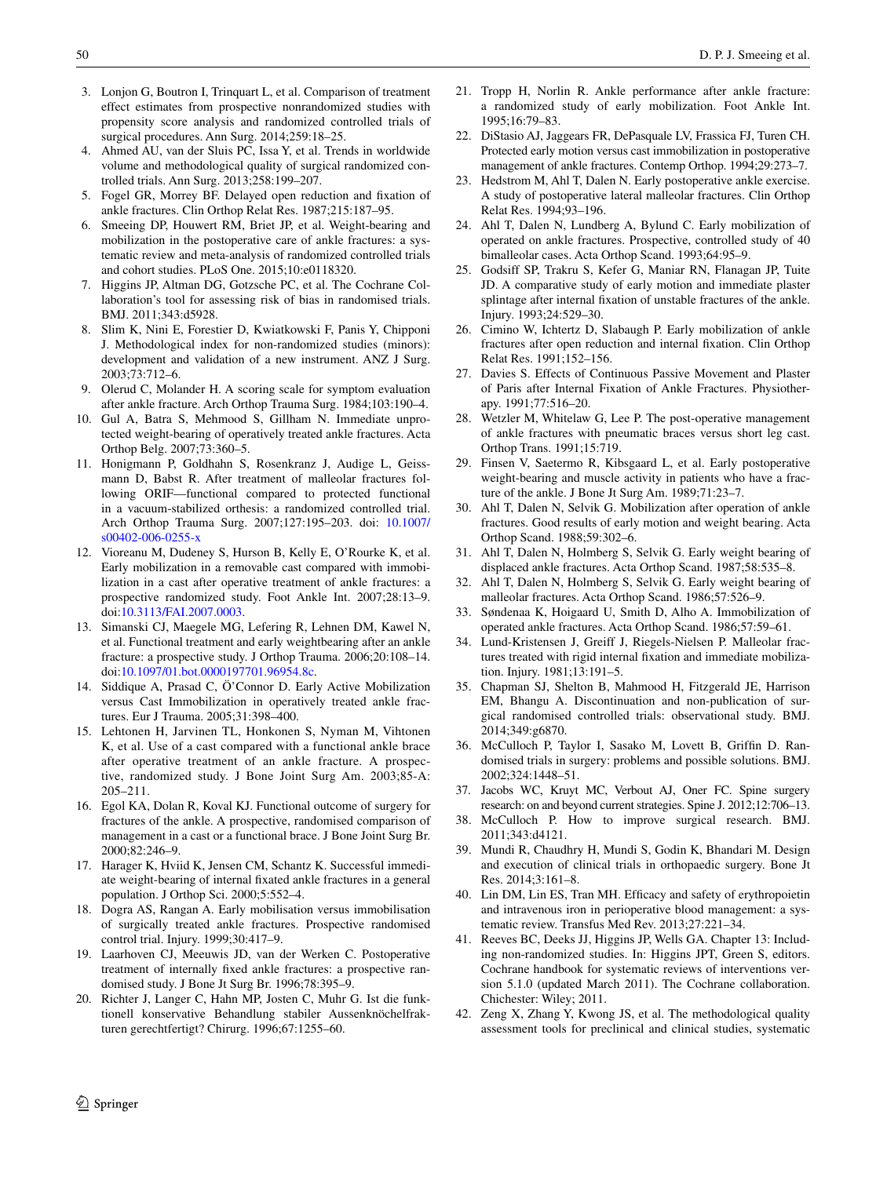3. Lonjon G, Boutron I, Trinquart L, et al. Comparison of treatment effect estimates from prospective nonrandomized studies with propensity score analysis and randomized controlled trials of surgical procedures. Ann Surg. 2014;259:18–25.
4. Ahmed AU, van der Sluis PC, Issa Y, et al. Trends in worldwide volume and methodological quality of surgical randomized controlled trials. Ann Surg. 2013;258:199–207.
5. Fogel GR, Morrey BF. Delayed open reduction and fixation of ankle fractures. Clin Orthop Relat Res. 1987;215:187–95.
6. Smeeing DP, Houwert RM, Briet JP, et al. Weight-bearing and mobilization in the postoperative care of ankle fractures: a systematic review and meta-analysis of randomized controlled trials and cohort studies. PLoS One. 2015;10:e0118320.
7. Higgins JP, Altman DG, Gotzsche PC, et al. The Cochrane Collaboration's tool for assessing risk of bias in randomised trials. BMJ. 2011;343:d5928.
8. Slim K, Nini E, Forestier D, Kwiatkowski F, Panis Y, Chipponi J. Methodological index for non-randomized studies (minors): development and validation of a new instrument. ANZ J Surg. 2003;73:712–6.
9. Olerud C, Molander H. A scoring scale for symptom evaluation after ankle fracture. Arch Orthop Trauma Surg. 1984;103:190–4.
10. Gul A, Batra S, Mehmood S, Gillham N. Immediate unprotected weight-bearing of operatively treated ankle fractures. Acta Orthop Belg. 2007;73:360–5.
11. Honigmann P, Goldhahn S, Rosenkranz J, Audige L, Geissmann D, Babst R. After treatment of malleolar fractures following ORIF—functional compared to protected functional in a vacuum-stabilized orthesis: a randomized controlled trial. Arch Orthop Trauma Surg. 2007;127:195–203. doi: 10.1007/s00402-006-0255-x
12. Vioreanu M, Dudeney S, Hurson B, Kelly E, O'Rourke K, et al. Early mobilization in a removable cast compared with immobilization in a cast after operative treatment of ankle fractures: a prospective randomized study. Foot Ankle Int. 2007;28:13–9. doi:10.3113/FAI.2007.0003.
13. Simanski CJ, Maegele MG, Lefering R, Lehnen DM, Kawel N, et al. Functional treatment and early weightbearing after an ankle fracture: a prospective study. J Orthop Trauma. 2006;20:108–14. doi:10.1097/01.bot.0000197701.96954.8c.
14. Siddique A, Prasad C, Ö'Connor D. Early Active Mobilization versus Cast Immobilization in operatively treated ankle fractures. Eur J Trauma. 2005;31:398–400.
15. Lehtonen H, Jarvinen TL, Honkonen S, Nyman M, Vihtonen K, et al. Use of a cast compared with a functional ankle brace after operative treatment of an ankle fracture. A prospective, randomized study. J Bone Joint Surg Am. 2003;85-A: 205–211.
16. Egol KA, Dolan R, Koval KJ. Functional outcome of surgery for fractures of the ankle. A prospective, randomised comparison of management in a cast or a functional brace. J Bone Joint Surg Br. 2000;82:246–9.
17. Harager K, Hviid K, Jensen CM, Schantz K. Successful immediate weight-bearing of internal fixated ankle fractures in a general population. J Orthop Sci. 2000;5:552–4.
18. Dogra AS, Rangan A. Early mobilisation versus immobilisation of surgically treated ankle fractures. Prospective randomised control trial. Injury. 1999;30:417–9.
19. Laarhoven CJ, Meeuwis JD, van der Werken C. Postoperative treatment of internally fixed ankle fractures: a prospective randomised study. J Bone Jt Surg Br. 1996;78:395–9.
20. Richter J, Langer C, Hahn MP, Josten C, Muhr G. Ist die funktionell konservative Behandlung stabiler Aussenknöchelfrakturen gerechtfertigt? Chirurg. 1996;67:1255–60.
21. Tropp H, Norlin R. Ankle performance after ankle fracture: a randomized study of early mobilization. Foot Ankle Int. 1995;16:79–83.
22. DiStasio AJ, Jaggears FR, DePasquale LV, Frassica FJ, Turen CH. Protected early motion versus cast immobilization in postoperative management of ankle fractures. Contemp Orthop. 1994;29:273–7.
23. Hedstrom M, Ahl T, Dalen N. Early postoperative ankle exercise. A study of postoperative lateral malleolar fractures. Clin Orthop Relat Res. 1994;93–196.
24. Ahl T, Dalen N, Lundberg A, Bylund C. Early mobilization of operated on ankle fractures. Prospective, controlled study of 40 bimalleolar cases. Acta Orthop Scand. 1993;64:95–9.
25. Godsiff SP, Trakru S, Kefer G, Maniar RN, Flanagan JP, Tuite JD. A comparative study of early motion and immediate plaster splintage after internal fixation of unstable fractures of the ankle. Injury. 1993;24:529–30.
26. Cimino W, Ichtertz D, Slabaugh P. Early mobilization of ankle fractures after open reduction and internal fixation. Clin Orthop Relat Res. 1991;152–156.
27. Davies S. Effects of Continuous Passive Movement and Plaster of Paris after Internal Fixation of Ankle Fractures. Physiotherapy. 1991;77:516–20.
28. Wetzler M, Whitelaw G, Lee P. The post-operative management of ankle fractures with pneumatic braces versus short leg cast. Orthop Trans. 1991;15:719.
29. Finsen V, Saetermo R, Kibsgaard L, et al. Early postoperative weight-bearing and muscle activity in patients who have a fracture of the ankle. J Bone Jt Surg Am. 1989;71:23–7.
30. Ahl T, Dalen N, Selvik G. Mobilization after operation of ankle fractures. Good results of early motion and weight bearing. Acta Orthop Scand. 1988;59:302–6.
31. Ahl T, Dalen N, Holmberg S, Selvik G. Early weight bearing of displaced ankle fractures. Acta Orthop Scand. 1987;58:535–8.
32. Ahl T, Dalen N, Holmberg S, Selvik G. Early weight bearing of malleolar fractures. Acta Orthop Scand. 1986;57:526–9.
33. Søndenaa K, Hoigaard U, Smith D, Alho A. Immobilization of operated ankle fractures. Acta Orthop Scand. 1986;57:59–61.
34. Lund-Kristensen J, Greiff J, Riegels-Nielsen P. Malleolar fractures treated with rigid internal fixation and immediate mobilization. Injury. 1981;13:191–5.
35. Chapman SJ, Shelton B, Mahmood H, Fitzgerald JE, Harrison EM, Bhangu A. Discontinuation and non-publication of surgical randomised controlled trials: observational study. BMJ. 2014;349:g6870.
36. McCulloch P, Taylor I, Sasako M, Lovett B, Griffin D. Randomised trials in surgery: problems and possible solutions. BMJ. 2002;324:1448–51.
37. Jacobs WC, Kruyt MC, Verbout AJ, Oner FC. Spine surgery research: on and beyond current strategies. Spine J. 2012;12:706–13.
38. McCulloch P. How to improve surgical research. BMJ. 2011;343:d4121.
39. Mundi R, Chaudhry H, Mundi S, Godin K, Bhandari M. Design and execution of clinical trials in orthopaedic surgery. Bone Jt Res. 2014;3:161–8.
40. Lin DM, Lin ES, Tran MH. Efficacy and safety of erythropoietin and intravenous iron in perioperative blood management: a systematic review. Transfus Med Rev. 2013;27:221–34.
41. Reeves BC, Deeks JJ, Higgins JP, Wells GA. Chapter 13: Including non-randomized studies. In: Higgins JPT, Green S, editors. Cochrane handbook for systematic reviews of interventions version 5.1.0 (updated March 2011). The Cochrane collaboration. Chichester: Wiley; 2011.
42. Zeng X, Zhang Y, Kwong JS, et al. The methodological quality assessment tools for preclinical and clinical studies, systematic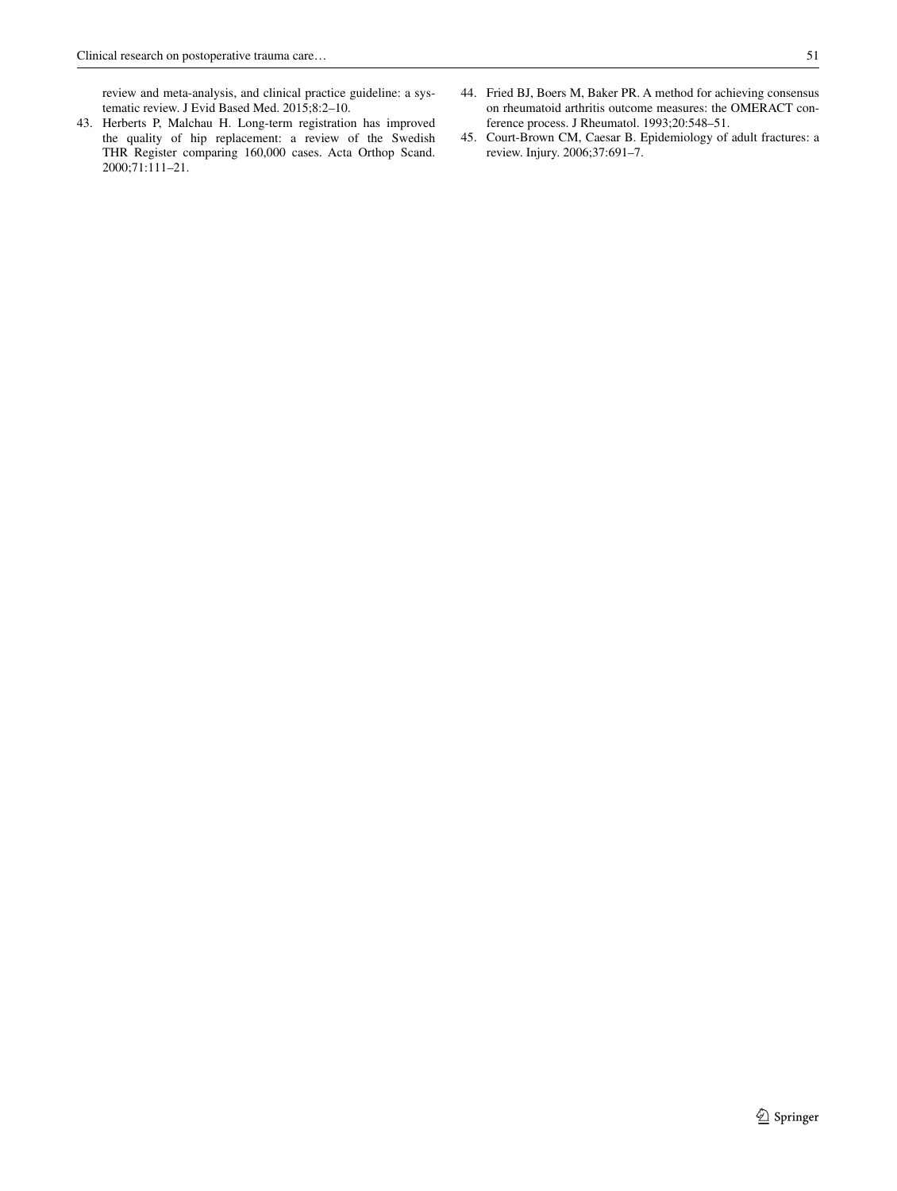review and meta-analysis, and clinical practice guideline: a systematic review. J Evid Based Med. 2015;8:2–10.

43. Herberts P, Malchau H. Long-term registration has improved the quality of hip replacement: a review of the Swedish THR Register comparing 160,000 cases. Acta Orthop Scand. 2000;71:111–21.
44. Fried BJ, Boers M, Baker PR. A method for achieving consensus on rheumatoid arthritis outcome measures: the OMERACT conference process. J Rheumatol. 1993;20:548–51.
45. Court-Brown CM, Caesar B. Epidemiology of adult fractures: a review. Injury. 2006;37:691–7.